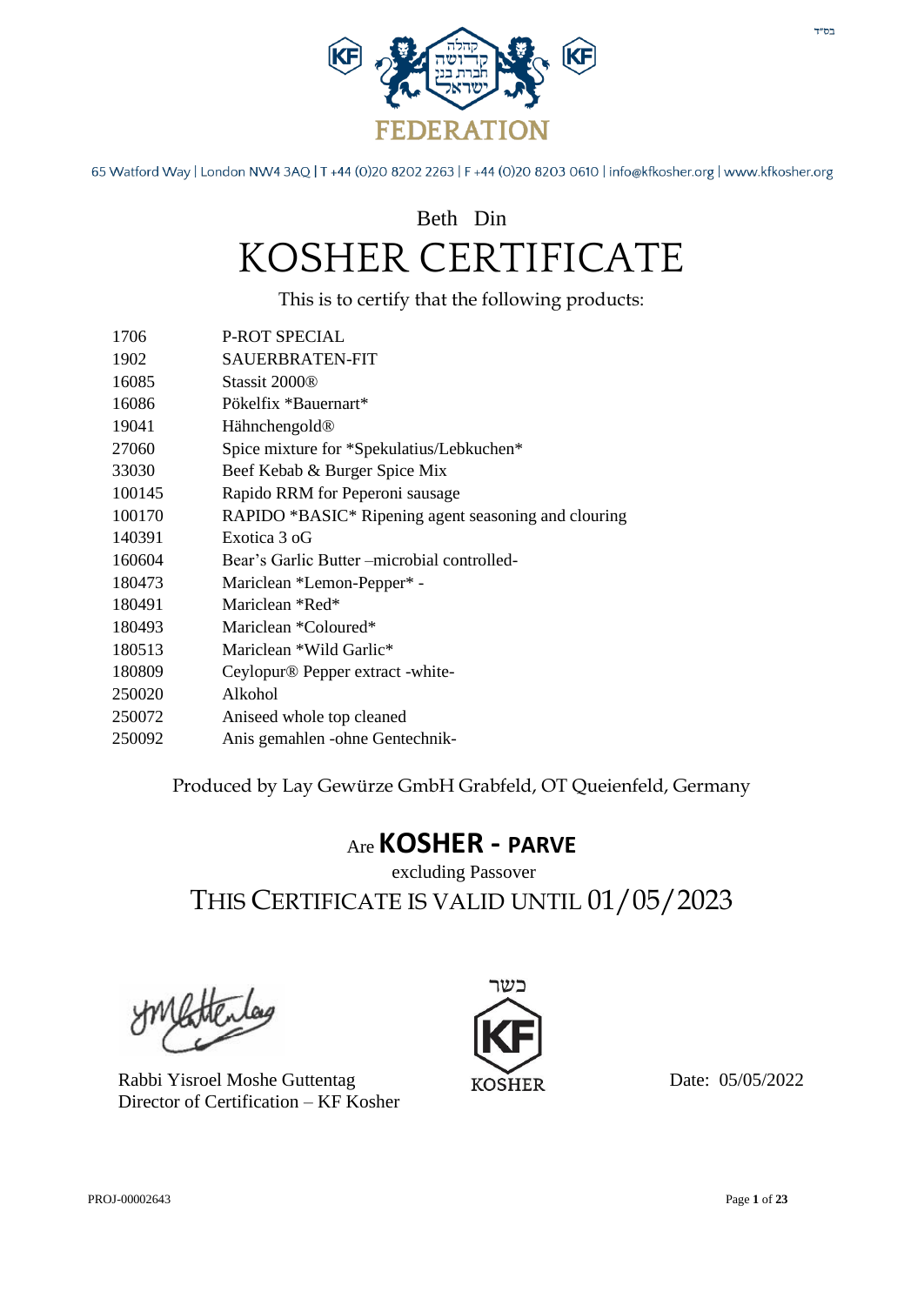בס"ד

קהלה קדושה חברת בנין ישראל

FEDERATION

65 Watford Way | London NW4 3AQ | T +44 (0)20 8202 2263 | F +44 (0)20 8203 0610 | info@kfkosher.org | www.kfkosher.org

Beth Din

# KOSHER CERTIFICATE

This is to certify that the following products:

| | |
|---|---|
| 1706 | P-ROT SPECIAL |
| 1902 | SAUERBRATEN-FIT |
| 16085 | Stassit 2000® |
| 16086 | Pökelfix *Bauernart* |
| 19041 | Hähnchengold® |
| 27060 | Spice mixture for *Spekulatius/Lebkuchen* |
| 33030 | Beef Kebab & Burger Spice Mix |
| 100145 | Rapido RRM for Peperoni sausage |
| 100170 | RAPIDO *BASIC* Ripening agent seasoning and clouring |
| 140391 | Exotica 3 oG |
| 160604 | Bear's Garlic Butter –microbial controlled- |
| 180473 | Mariclean *Lemon-Pepper* - |
| 180491 | Mariclean *Red* |
| 180493 | Mariclean *Coloured* |
| 180513 | Mariclean *Wild Garlic* |
| 180809 | Ceylopur® Pepper extract -white- |
| 250020 | Alkohol |
| 250072 | Aniseed whole top cleaned |
| 250092 | Anis gemahlen -ohne Gentechnik- |

Produced by Lay Gewürze GmbH Grabfeld, OT Queienfeld, Germany

Are **KOSHER - PARVE**

excluding Passover

THIS CERTIFICATE IS VALID UNTIL 01/05/2023

Rabbi Yisroel Moshe Guttentag
Director of Certification – KF Kosher

כשר
KF
KOSHER

Date: 05/05/2022

PROJ-00002643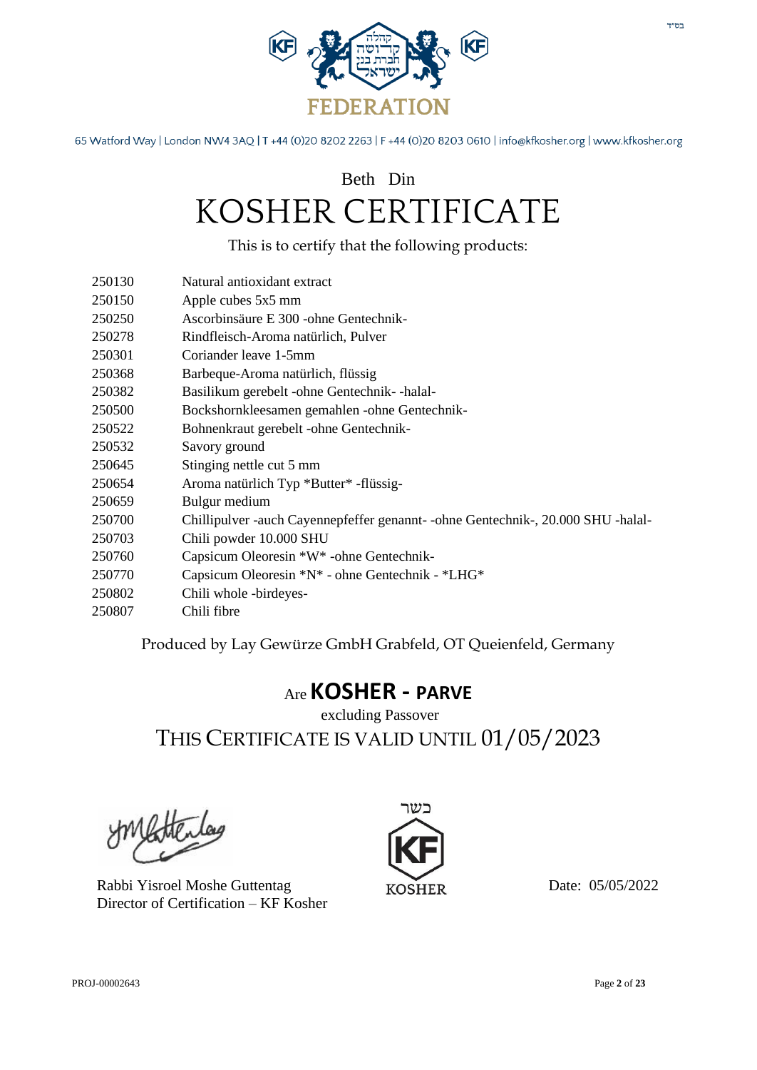בס"ד

FEDERATION

65 Watford Way | London NW4 3AQ | T +44 (0)20 8202 2263 | F +44 (0)20 8203 0610 | info@kfkosher.org | www.kfkosher.org

Beth Din

# KOSHER CERTIFICATE

This is to certify that the following products:

| | |
|---|---|
| 250130 | Natural antioxidant extract |
| 250150 | Apple cubes 5x5 mm |
| 250250 | Ascorbinsäure E 300 -ohne Gentechnik- |
| 250278 | Rindfleisch-Aroma natürlich, Pulver |
| 250301 | Coriander leave 1-5mm |
| 250368 | Barbeque-Aroma natürlich, flüssig |
| 250382 | Basilikum gerebelt -ohne Gentechnik- -halal- |
| 250500 | Bockshornkleesamen gemahlen -ohne Gentechnik- |
| 250522 | Bohnenkraut gerebelt -ohne Gentechnik- |
| 250532 | Savory ground |
| 250645 | Stinging nettle cut 5 mm |
| 250654 | Aroma natürlich Typ *Butter* -flüssig- |
| 250659 | Bulgur medium |
| 250700 | Chillipulver -auch Cayennepfeffer genannt- -ohne Gentechnik-, 20.000 SHU -halal- |
| 250703 | Chili powder 10.000 SHU |
| 250760 | Capsicum Oleoresin *W* -ohne Gentechnik- |
| 250770 | Capsicum Oleoresin *N* - ohne Gentechnik - *LHG* |
| 250802 | Chili whole -birdeyes- |
| 250807 | Chili fibre |

Produced by Lay Gewürze GmbH Grabfeld, OT Queienfeld, Germany

Are **KOSHER - PARVE**

excluding Passover

THIS CERTIFICATE IS VALID UNTIL 01/05/2023

Rabbi Yisroel Moshe Guttentag
Director of Certification – KF Kosher

כשר
KF
KOSHER

Date: 05/05/2022

PROJ-00002643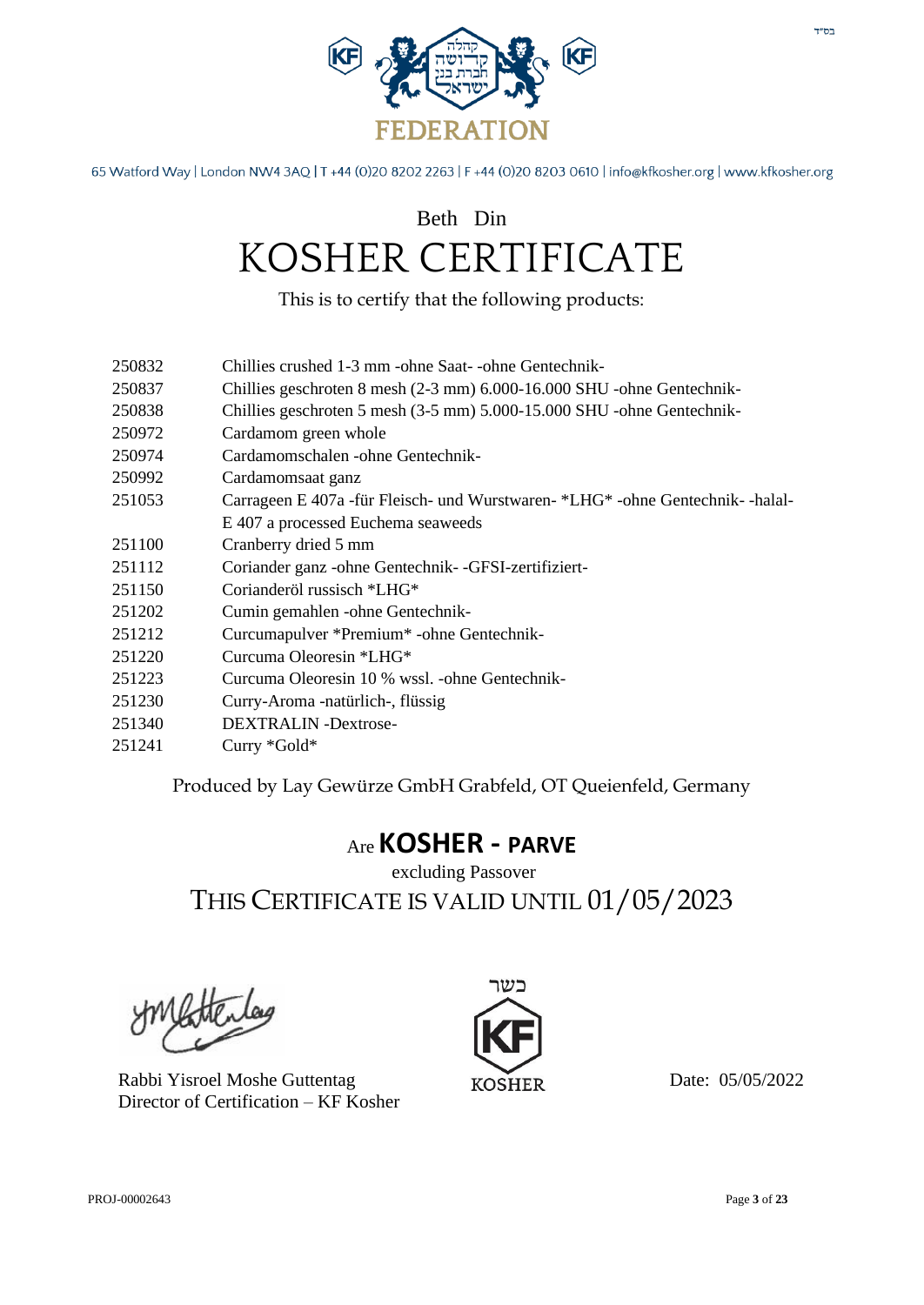בס"ד

FEDERATION

65 Watford Way | London NW4 3AQ | T +44 (0)20 8202 2263 | F +44 (0)20 8203 0610 | info@kfkosher.org | www.kfkosher.org

Beth Din

# KOSHER CERTIFICATE

This is to certify that the following products:

| | |
|---|---|
| 250832 | Chillies crushed 1-3 mm -ohne Saat- -ohne Gentechnik- |
| 250837 | Chillies geschroten 8 mesh (2-3 mm) 6.000-16.000 SHU -ohne Gentechnik- |
| 250838 | Chillies geschroten 5 mesh (3-5 mm) 5.000-15.000 SHU -ohne Gentechnik- |
| 250972 | Cardamom green whole |
| 250974 | Cardamomschalen -ohne Gentechnik- |
| 250992 | Cardamomsaat ganz |
| 251053 | Carrageen E 407a -für Fleisch- und Wurstwaren- *LHG* -ohne Gentechnik- -halal- E 407 a processed Euchema seaweeds |
| 251100 | Cranberry dried 5 mm |
| 251112 | Coriander ganz -ohne Gentechnik- -GFSI-zertifiziert- |
| 251150 | Corianderöl russisch *LHG* |
| 251202 | Cumin gemahlen -ohne Gentechnik- |
| 251212 | Curcumapulver *Premium* -ohne Gentechnik- |
| 251220 | Curcuma Oleoresin *LHG* |
| 251223 | Curcuma Oleoresin 10 % wssl. -ohne Gentechnik- |
| 251230 | Curry-Aroma -natürlich-, flüssig |
| 251340 | DEXTRALIN -Dextrose- |
| 251241 | Curry *Gold* |

Produced by Lay Gewürze GmbH Grabfeld, OT Queienfeld, Germany

Are **KOSHER - PARVE**

excluding Passover

THIS CERTIFICATE IS VALID UNTIL 01/05/2023

Rabbi Yisroel Moshe Guttentag
Director of Certification – KF Kosher

כשר
KF
KOSHER

Date: 05/05/2022

PROJ-00002643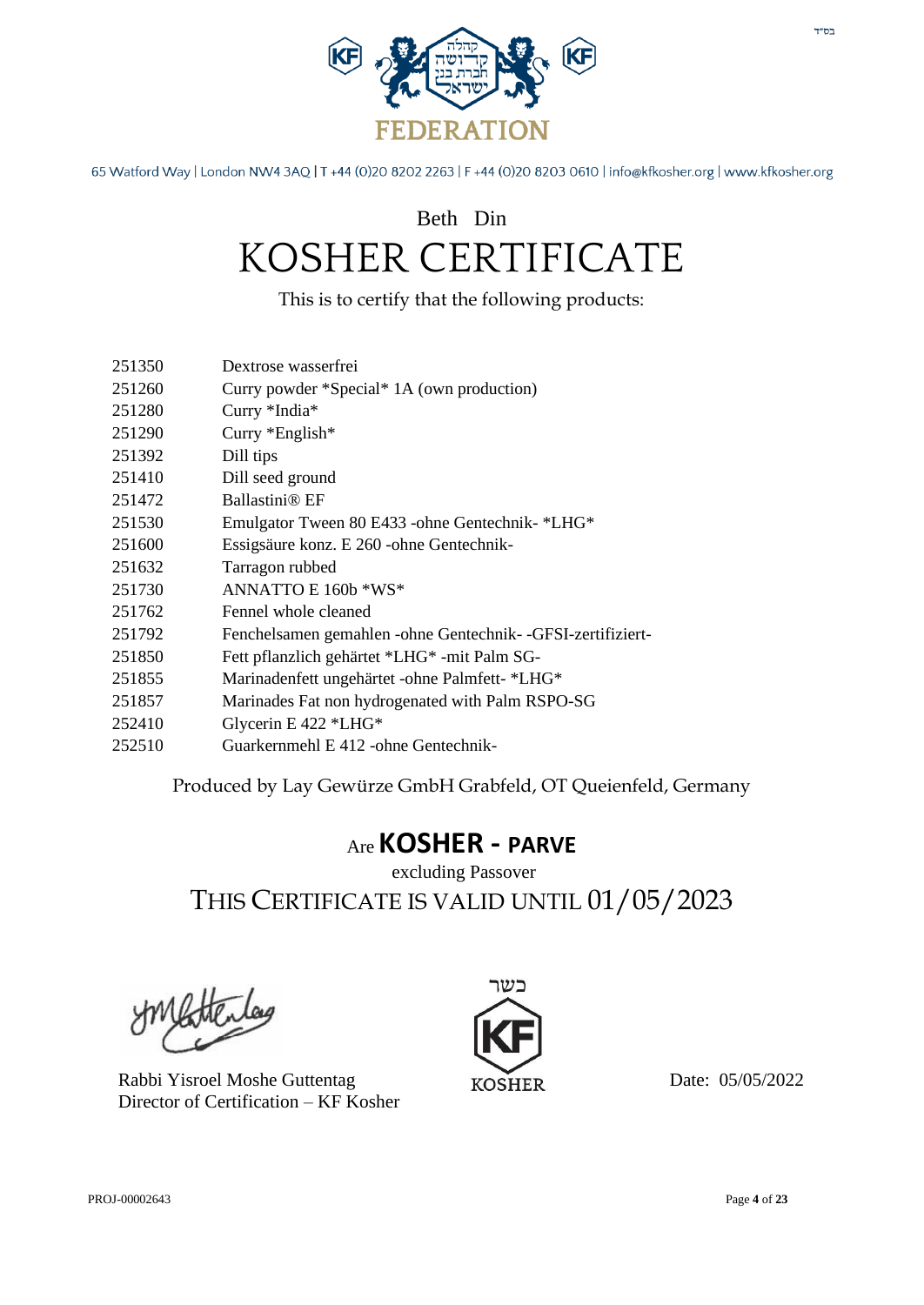בס"ד

FEDERATION

65 Watford Way | London NW4 3AQ | T +44 (0)20 8202 2263 | F +44 (0)20 8203 0610 | info@kfkosher.org | www.kfkosher.org

Beth Din

# KOSHER CERTIFICATE

This is to certify that the following products:

| | |
|---|---|
| 251350 | Dextrose wasserfrei |
| 251260 | Curry powder *Special* 1A (own production) |
| 251280 | Curry *India* |
| 251290 | Curry *English* |
| 251392 | Dill tips |
| 251410 | Dill seed ground |
| 251472 | Ballastini® EF |
| 251530 | Emulgator Tween 80 E433 -ohne Gentechnik- *LHG* |
| 251600 | Essigsäure konz. E 260 -ohne Gentechnik- |
| 251632 | Tarragon rubbed |
| 251730 | ANNATTO E 160b *WS* |
| 251762 | Fennel whole cleaned |
| 251792 | Fenchelsamen gemahlen -ohne Gentechnik- -GFSI-zertifiziert- |
| 251850 | Fett pflanzlich gehärtet *LHG* -mit Palm SG- |
| 251855 | Marinadenfett ungehärtet -ohne Palmfett- *LHG* |
| 251857 | Marinades Fat non hydrogenated with Palm RSPO-SG |
| 252410 | Glycerin E 422 *LHG* |
| 252510 | Guarkernmehl E 412 -ohne Gentechnik- |

Produced by Lay Gewürze GmbH Grabfeld, OT Queienfeld, Germany

Are **KOSHER - PARVE**

excluding Passover

THIS CERTIFICATE IS VALID UNTIL 01/05/2023

Rabbi Yisroel Moshe Guttentag
Director of Certification – KF Kosher

כשר
KOSHER

Date: 05/05/2022

PROJ-00002643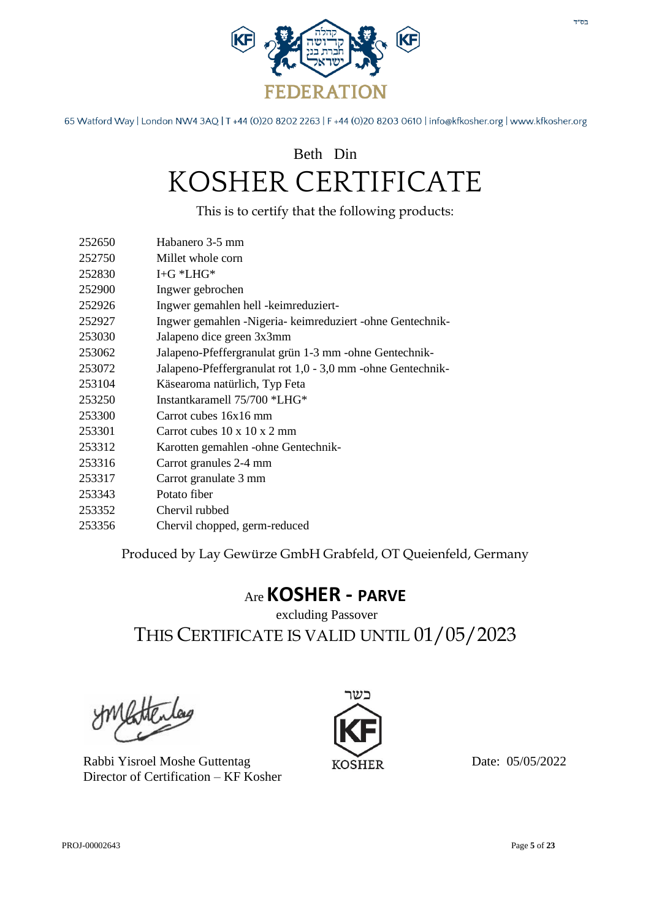בס"ד

קהלה קדושה חברת בני ישראל

FEDERATION

65 Watford Way | London NW4 3AQ | T +44 (0)20 8202 2263 | F +44 (0)20 8203 0610 | info@kfkosher.org | www.kfkosher.org

Beth Din

# KOSHER CERTIFICATE

This is to certify that the following products:

| | |
|---|---|
| 252650 | Habanero 3-5 mm |
| 252750 | Millet whole corn |
| 252830 | I+G *LHG* |
| 252900 | Ingwer gebrochen |
| 252926 | Ingwer gemahlen hell -keimreduziert- |
| 252927 | Ingwer gemahlen -Nigeria- keimreduziert -ohne Gentechnik- |
| 253030 | Jalapeno dice green 3x3mm |
| 253062 | Jalapeno-Pfeffergranulat grün 1-3 mm -ohne Gentechnik- |
| 253072 | Jalapeno-Pfeffergranulat rot 1,0 - 3,0 mm -ohne Gentechnik- |
| 253104 | Käsearoma natürlich, Typ Feta |
| 253250 | Instantkaramell 75/700 *LHG* |
| 253300 | Carrot cubes 16x16 mm |
| 253301 | Carrot cubes 10 x 10 x 2 mm |
| 253312 | Karotten gemahlen -ohne Gentechnik- |
| 253316 | Carrot granules 2-4 mm |
| 253317 | Carrot granulate 3 mm |
| 253343 | Potato fiber |
| 253352 | Chervil rubbed |
| 253356 | Chervil chopped, germ-reduced |

Produced by Lay Gewürze GmbH Grabfeld, OT Queienfeld, Germany

Are **KOSHER - PARVE**

excluding Passover

THIS CERTIFICATE IS VALID UNTIL 01/05/2023

Rabbi Yisroel Moshe Guttentag
Director of Certification – KF Kosher

כשר
KF
KOSHER

Date: 05/05/2022

PROJ-00002643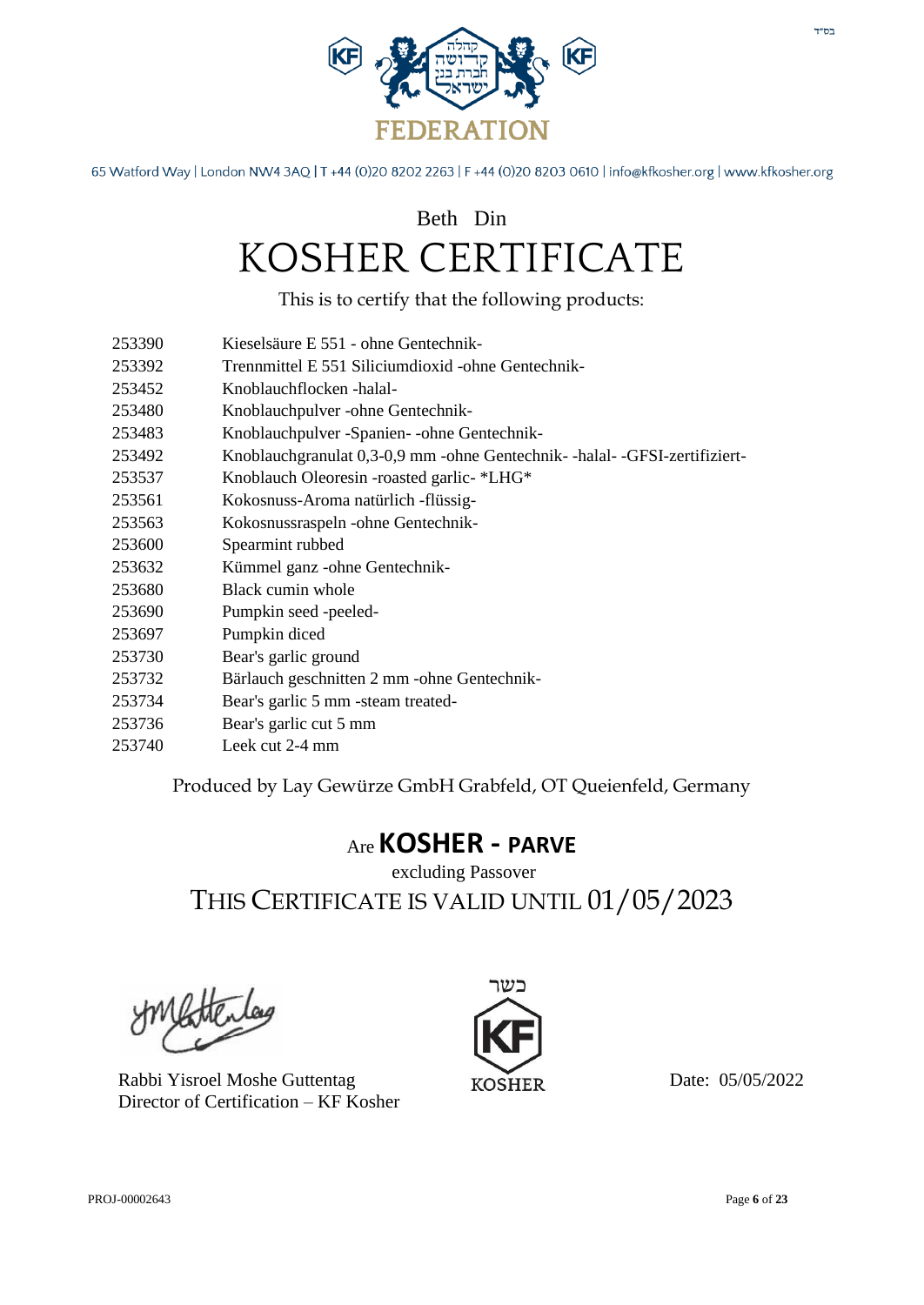FEDERATION

65 Watford Way | London NW4 3AQ | T +44 (0)20 8202 2263 | F +44 (0)20 8203 0610 | info@kfkosher.org | www.kfkosher.org

Beth Din

# KOSHER CERTIFICATE

This is to certify that the following products:

| | |
|---|---|
| 253390 | Kieselsäure E 551 - ohne Gentechnik- |
| 253392 | Trennmittel E 551 Siliciumdioxid -ohne Gentechnik- |
| 253452 | Knoblauchflocken -halal- |
| 253480 | Knoblauchpulver -ohne Gentechnik- |
| 253483 | Knoblauchpulver -Spanien- -ohne Gentechnik- |
| 253492 | Knoblauchgranulat 0,3-0,9 mm -ohne Gentechnik- -halal- -GFSI-zertifiziert- |
| 253537 | Knoblauch Oleoresin -roasted garlic- *LHG* |
| 253561 | Kokosnuss-Aroma natürlich -flüssig- |
| 253563 | Kokosnussraspeln -ohne Gentechnik- |
| 253600 | Spearmint rubbed |
| 253632 | Kümmel ganz -ohne Gentechnik- |
| 253680 | Black cumin whole |
| 253690 | Pumpkin seed -peeled- |
| 253697 | Pumpkin diced |
| 253730 | Bear's garlic ground |
| 253732 | Bärlauch geschnitten 2 mm -ohne Gentechnik- |
| 253734 | Bear's garlic 5 mm -steam treated- |
| 253736 | Bear's garlic cut 5 mm |
| 253740 | Leek cut 2-4 mm |

Produced by Lay Gewürze GmbH Grabfeld, OT Queienfeld, Germany

Are **KOSHER - PARVE**

excluding Passover

THIS CERTIFICATE IS VALID UNTIL 01/05/2023

Rabbi Yisroel Moshe Guttentag
Director of Certification – KF Kosher

כשר
KF
KOSHER

Date: 05/05/2022

PROJ-00002643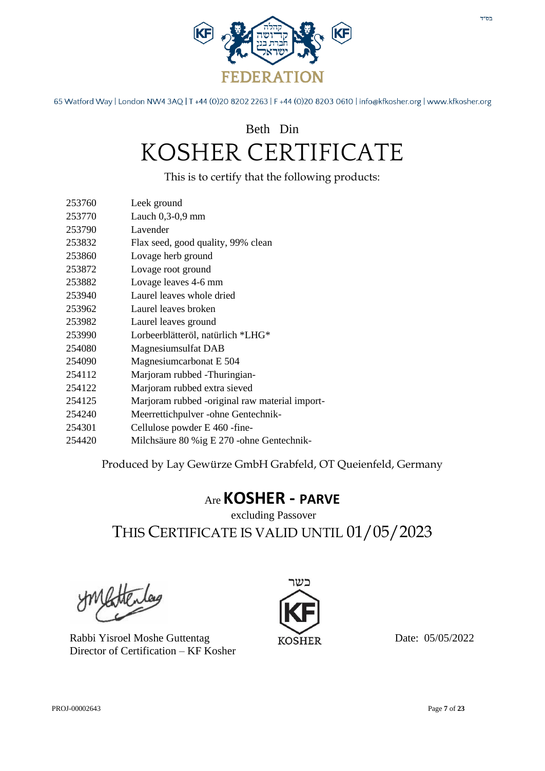בס"ד

קהלה קדושה חברת בנין ישראל

FEDERATION

65 Watford Way | London NW4 3AQ | T +44 (0)20 8202 2263 | F +44 (0)20 8203 0610 | info@kfkosher.org | www.kfkosher.org

Beth Din

# KOSHER CERTIFICATE

This is to certify that the following products:

| | |
|---|---|
| 253760 | Leek ground |
| 253770 | Lauch 0,3-0,9 mm |
| 253790 | Lavender |
| 253832 | Flax seed, good quality, 99% clean |
| 253860 | Lovage herb ground |
| 253872 | Lovage root ground |
| 253882 | Lovage leaves 4-6 mm |
| 253940 | Laurel leaves whole dried |
| 253962 | Laurel leaves broken |
| 253982 | Laurel leaves ground |
| 253990 | Lorbeerblätteröl, natürlich *LHG* |
| 254080 | Magnesiumsulfat DAB |
| 254090 | Magnesiumcarbonat E 504 |
| 254112 | Marjoram rubbed -Thuringian- |
| 254122 | Marjoram rubbed extra sieved |
| 254125 | Marjoram rubbed -original raw material import- |
| 254240 | Meerrettichpulver -ohne Gentechnik- |
| 254301 | Cellulose powder E 460 -fine- |
| 254420 | Milchsäure 80 %ig E 270 -ohne Gentechnik- |

Produced by Lay Gewürze GmbH Grabfeld, OT Queienfeld, Germany

Are **KOSHER - PARVE**

excluding Passover

THIS CERTIFICATE IS VALID UNTIL 01/05/2023

Rabbi Yisroel Moshe Guttentag
Director of Certification – KF Kosher

כשר
KF
KOSHER

Date: 05/05/2022

PROJ-00002643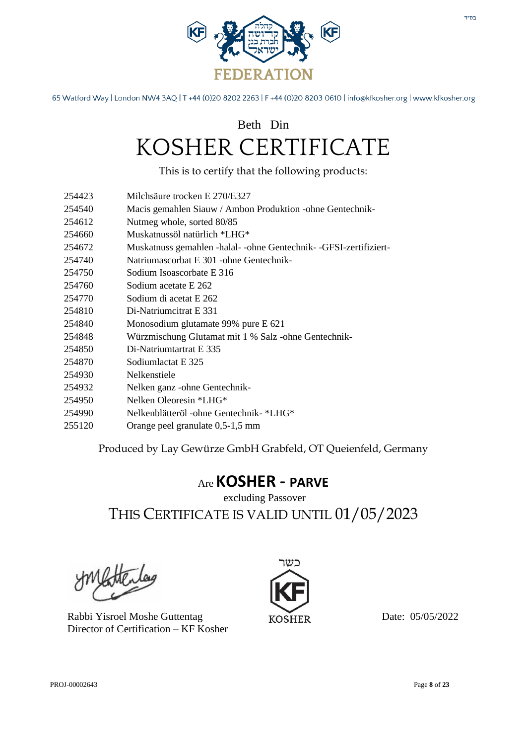בס"ד

קהלה קדושה חברת בני ישראל

FEDERATION

65 Watford Way | London NW4 3AQ | T +44 (0)20 8202 2263 | F +44 (0)20 8203 0610 | info@kfkosher.org | www.kfkosher.org

Beth Din

# KOSHER CERTIFICATE

This is to certify that the following products:

| | |
|---|---|
| 254423 | Milchsäure trocken E 270/E327 |
| 254540 | Macis gemahlen Siauw / Ambon Produktion -ohne Gentechnik- |
| 254612 | Nutmeg whole, sorted 80/85 |
| 254660 | Muskatnussöl natürlich *LHG* |
| 254672 | Muskatnuss gemahlen -halal- -ohne Gentechnik- -GFSI-zertifiziert- |
| 254740 | Natriumascorbat E 301 -ohne Gentechnik- |
| 254750 | Sodium Isoascorbate E 316 |
| 254760 | Sodium acetate E 262 |
| 254770 | Sodium di acetat E 262 |
| 254810 | Di-Natriumcitrat E 331 |
| 254840 | Monosodium glutamate 99% pure E 621 |
| 254848 | Würzmischung Glutamat mit 1 % Salz -ohne Gentechnik- |
| 254850 | Di-Natriumtartrat E 335 |
| 254870 | Sodiumlactat E 325 |
| 254930 | Nelkenstiele |
| 254932 | Nelken ganz -ohne Gentechnik- |
| 254950 | Nelken Oleoresin *LHG* |
| 254990 | Nelkenblätteröl -ohne Gentechnik- *LHG* |
| 255120 | Orange peel granulate 0,5-1,5 mm |

Produced by Lay Gewürze GmbH Grabfeld, OT Queienfeld, Germany

Are **KOSHER - PARVE**

excluding Passover

THIS CERTIFICATE IS VALID UNTIL 01/05/2023

Rabbi Yisroel Moshe Guttentag
Director of Certification – KF Kosher

כשר
KF
KOSHER

Date: 05/05/2022

PROJ-00002643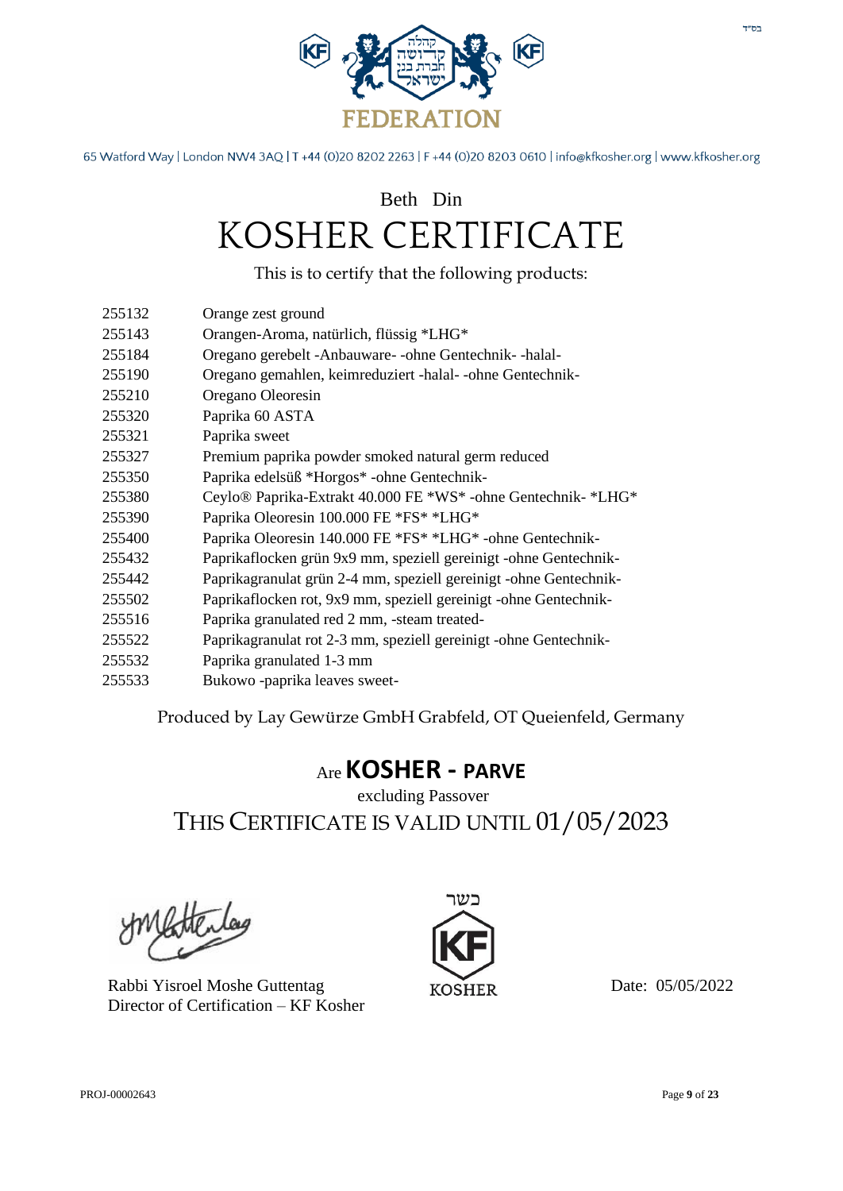בס"ד

FEDERATION

קהלה קדושה חברת בני ישראל

65 Watford Way | London NW4 3AQ | T +44 (0)20 8202 2263 | F +44 (0)20 8203 0610 | info@kfkosher.org | www.kfkosher.org

Beth Din

# KOSHER CERTIFICATE

This is to certify that the following products:

| | |
|---|---|
| 255132 | Orange zest ground |
| 255143 | Orangen-Aroma, natürlich, flüssig *LHG* |
| 255184 | Oregano gerebelt -Anbauware- -ohne Gentechnik- -halal- |
| 255190 | Oregano gemahlen, keimreduziert -halal- -ohne Gentechnik- |
| 255210 | Oregano Oleoresin |
| 255320 | Paprika 60 ASTA |
| 255321 | Paprika sweet |
| 255327 | Premium paprika powder smoked natural germ reduced |
| 255350 | Paprika edelsüß *Horgos* -ohne Gentechnik- |
| 255380 | Ceylo® Paprika-Extrakt 40.000 FE *WS* -ohne Gentechnik- *LHG* |
| 255390 | Paprika Oleoresin 100.000 FE *FS* *LHG* |
| 255400 | Paprika Oleoresin 140.000 FE *FS* *LHG* -ohne Gentechnik- |
| 255432 | Paprikaflocken grün 9x9 mm, speziell gereinigt -ohne Gentechnik- |
| 255442 | Paprikagranulat grün 2-4 mm, speziell gereinigt -ohne Gentechnik- |
| 255502 | Paprikaflocken rot, 9x9 mm, speziell gereinigt -ohne Gentechnik- |
| 255516 | Paprika granulated red 2 mm, -steam treated- |
| 255522 | Paprikagranulat rot 2-3 mm, speziell gereinigt -ohne Gentechnik- |
| 255532 | Paprika granulated 1-3 mm |
| 255533 | Bukowo -paprika leaves sweet- |

Produced by Lay Gewürze GmbH Grabfeld, OT Queienfeld, Germany

Are **KOSHER - PARVE**

excluding Passover

THIS CERTIFICATE IS VALID UNTIL 01/05/2023

Rabbi Yisroel Moshe Guttentag
Director of Certification – KF Kosher

כשר KF KOSHER

Date: 05/05/2022

PROJ-00002643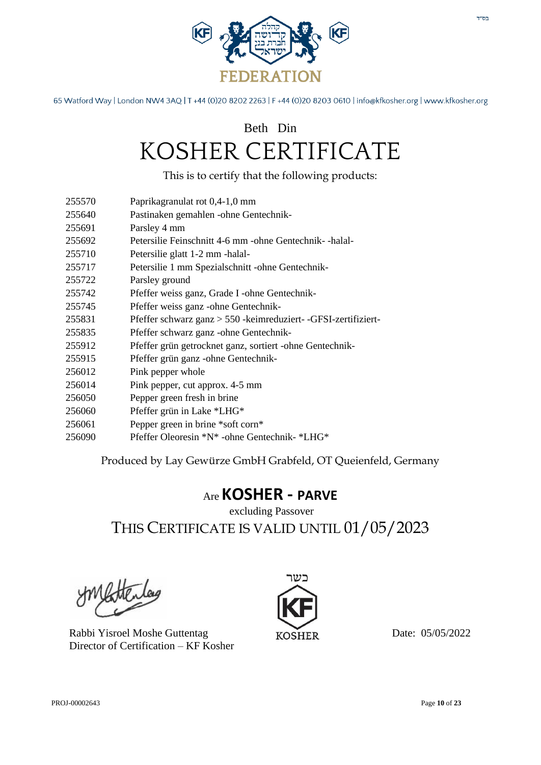בס"ד

קהלה קדושה חברת בנו ישראל

FEDERATION

65 Watford Way | London NW4 3AQ | T +44 (0)20 8202 2263 | F +44 (0)20 8203 0610 | info@kfkosher.org | www.kfkosher.org

Beth Din

# KOSHER CERTIFICATE

This is to certify that the following products:

| | |
|---|---|
| 255570 | Paprikagranulat rot 0,4-1,0 mm |
| 255640 | Pastinaken gemahlen -ohne Gentechnik- |
| 255691 | Parsley 4 mm |
| 255692 | Petersilie Feinschnitt 4-6 mm -ohne Gentechnik- -halal- |
| 255710 | Petersilie glatt 1-2 mm -halal- |
| 255717 | Petersilie 1 mm Spezialschnitt -ohne Gentechnik- |
| 255722 | Parsley ground |
| 255742 | Pfeffer weiss ganz, Grade I -ohne Gentechnik- |
| 255745 | Pfeffer weiss ganz -ohne Gentechnik- |
| 255831 | Pfeffer schwarz ganz > 550 -keimreduziert- -GFSI-zertifiziert- |
| 255835 | Pfeffer schwarz ganz -ohne Gentechnik- |
| 255912 | Pfeffer grün getrocknet ganz, sortiert -ohne Gentechnik- |
| 255915 | Pfeffer grün ganz -ohne Gentechnik- |
| 256012 | Pink pepper whole |
| 256014 | Pink pepper, cut approx. 4-5 mm |
| 256050 | Pepper green fresh in brine |
| 256060 | Pfeffer grün in Lake *LHG* |
| 256061 | Pepper green in brine *soft corn* |
| 256090 | Pfeffer Oleoresin *N* -ohne Gentechnik- *LHG* |

Produced by Lay Gewürze GmbH Grabfeld, OT Queienfeld, Germany

Are **KOSHER - PARVE**

excluding Passover

THIS CERTIFICATE IS VALID UNTIL 01/05/2023

Rabbi Yisroel Moshe Guttentag
Director of Certification – KF Kosher

כשר KF KOSHER

Date: 05/05/2022

PROJ-00002643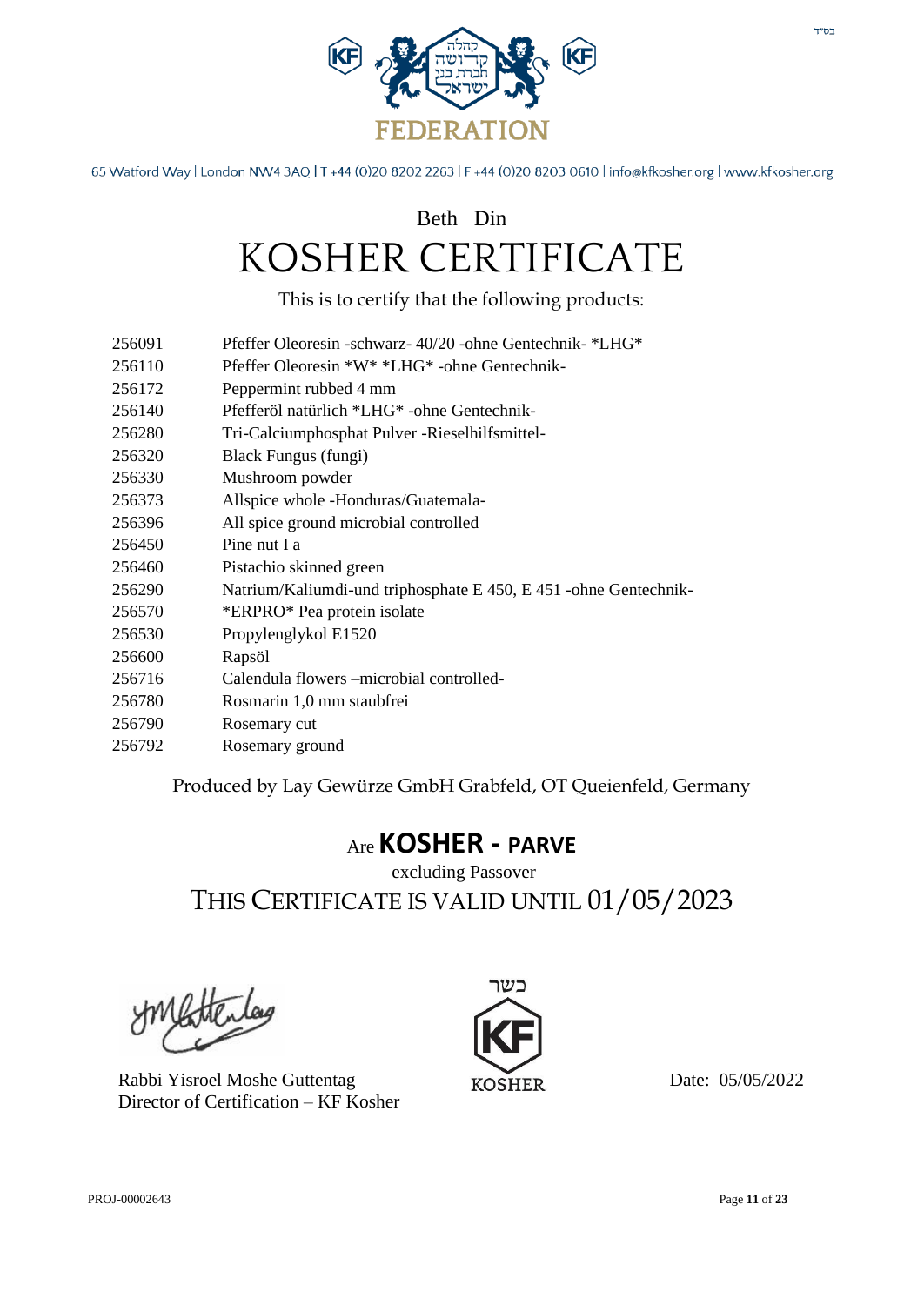בס"ד

קהלה קדושה חברת בנין ישראל

FEDERATION

65 Watford Way | London NW4 3AQ | T +44 (0)20 8202 2263 | F +44 (0)20 8203 0610 | info@kfkosher.org | www.kfkosher.org

Beth Din

# KOSHER CERTIFICATE

This is to certify that the following products:

| | |
|---|---|
| 256091 | Pfeffer Oleoresin -schwarz- 40/20 -ohne Gentechnik- *LHG* |
| 256110 | Pfeffer Oleoresin *W* *LHG* -ohne Gentechnik- |
| 256172 | Peppermint rubbed 4 mm |
| 256140 | Pfefferöl natürlich *LHG* -ohne Gentechnik- |
| 256280 | Tri-Calciumphosphat Pulver -Rieselhilfsmittel- |
| 256320 | Black Fungus (fungi) |
| 256330 | Mushroom powder |
| 256373 | Allspice whole -Honduras/Guatemala- |
| 256396 | All spice ground microbial controlled |
| 256450 | Pine nut I a |
| 256460 | Pistachio skinned green |
| 256290 | Natrium/Kaliumdi-und triphosphate E 450, E 451 -ohne Gentechnik- |
| 256570 | *ERPRO* Pea protein isolate |
| 256530 | Propylenglykol E1520 |
| 256600 | Rapsöl |
| 256716 | Calendula flowers –microbial controlled- |
| 256780 | Rosmarin 1,0 mm staubfrei |
| 256790 | Rosemary cut |
| 256792 | Rosemary ground |

Produced by Lay Gewürze GmbH Grabfeld, OT Queienfeld, Germany

Are **KOSHER - PARVE**

excluding Passover

THIS CERTIFICATE IS VALID UNTIL 01/05/2023

Rabbi Yisroel Moshe Guttentag
Director of Certification – KF Kosher

כשר
KF
KOSHER

Date: 05/05/2022

PROJ-00002643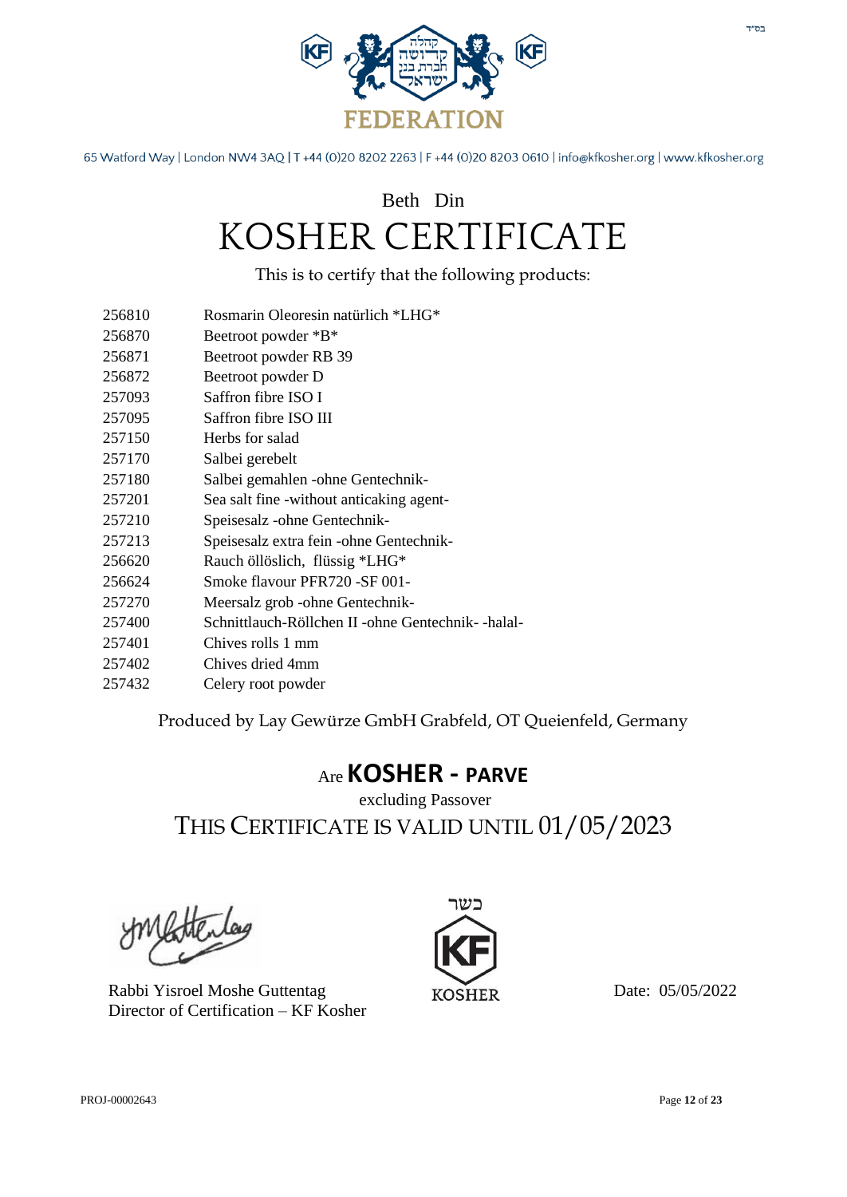בס"ד

קהלה קדושה חברת בני ישראל

FEDERATION

65 Watford Way | London NW4 3AQ | T +44 (0)20 8202 2263 | F +44 (0)20 8203 0610 | info@kfkosher.org | www.kfkosher.org

Beth Din

# KOSHER CERTIFICATE

This is to certify that the following products:

| | |
|---|---|
| 256810 | Rosmarin Oleoresin natürlich *LHG* |
| 256870 | Beetroot powder *B* |
| 256871 | Beetroot powder RB 39 |
| 256872 | Beetroot powder D |
| 257093 | Saffron fibre ISO I |
| 257095 | Saffron fibre ISO III |
| 257150 | Herbs for salad |
| 257170 | Salbei gerebelt |
| 257180 | Salbei gemahlen -ohne Gentechnik- |
| 257201 | Sea salt fine -without anticaking agent- |
| 257210 | Speisesalz -ohne Gentechnik- |
| 257213 | Speisesalz extra fein -ohne Gentechnik- |
| 256620 | Rauch öllöslich, flüssig *LHG* |
| 256624 | Smoke flavour PFR720 -SF 001- |
| 257270 | Meersalz grob -ohne Gentechnik- |
| 257400 | Schnittlauch-Röllchen II -ohne Gentechnik- -halal- |
| 257401 | Chives rolls 1 mm |
| 257402 | Chives dried 4mm |
| 257432 | Celery root powder |

Produced by Lay Gewürze GmbH Grabfeld, OT Queienfeld, Germany

Are **KOSHER - PARVE**

excluding Passover

THIS CERTIFICATE IS VALID UNTIL 01/05/2023

Rabbi Yisroel Moshe Guttentag
Director of Certification – KF Kosher

כשר
KF
KOSHER

Date: 05/05/2022

PROJ-00002643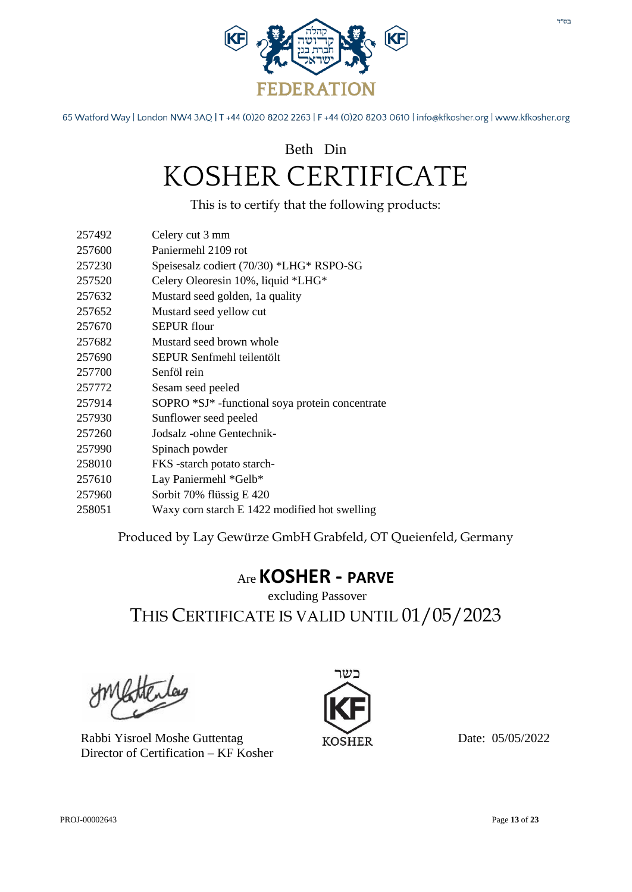בס"ד

# FEDERATION

65 Watford Way | London NW4 3AQ | T +44 (0)20 8202 2263 | F +44 (0)20 8203 0610 | info@kfkosher.org | www.kfkosher.org

## Beth Din

# KOSHER CERTIFICATE

This is to certify that the following products:

| | |
|---|---|
| 257492 | Celery cut 3 mm |
| 257600 | Paniermehl 2109 rot |
| 257230 | Speisesalz codiert (70/30) *LHG* RSPO-SG |
| 257520 | Celery Oleoresin 10%, liquid *LHG* |
| 257632 | Mustard seed golden, 1a quality |
| 257652 | Mustard seed yellow cut |
| 257670 | SEPUR flour |
| 257682 | Mustard seed brown whole |
| 257690 | SEPUR Senfmehl teilentölt |
| 257700 | Senföl rein |
| 257772 | Sesam seed peeled |
| 257914 | SOPRO *SJ* -functional soya protein concentrate |
| 257930 | Sunflower seed peeled |
| 257260 | Jodsalz -ohne Gentechnik- |
| 257990 | Spinach powder |
| 258010 | FKS -starch potato starch- |
| 257610 | Lay Paniermehl *Gelb* |
| 257960 | Sorbit 70% flüssig E 420 |
| 258051 | Waxy corn starch E 1422 modified hot swelling |

Produced by Lay Gewürze GmbH Grabfeld, OT Queienfeld, Germany

Are **KOSHER - PARVE**

excluding Passover

THIS CERTIFICATE IS VALID UNTIL 01/05/2023

Rabbi Yisroel Moshe Guttentag
Director of Certification – KF Kosher

כשר
KF
KOSHER

Date: 05/05/2022

PROJ-00002643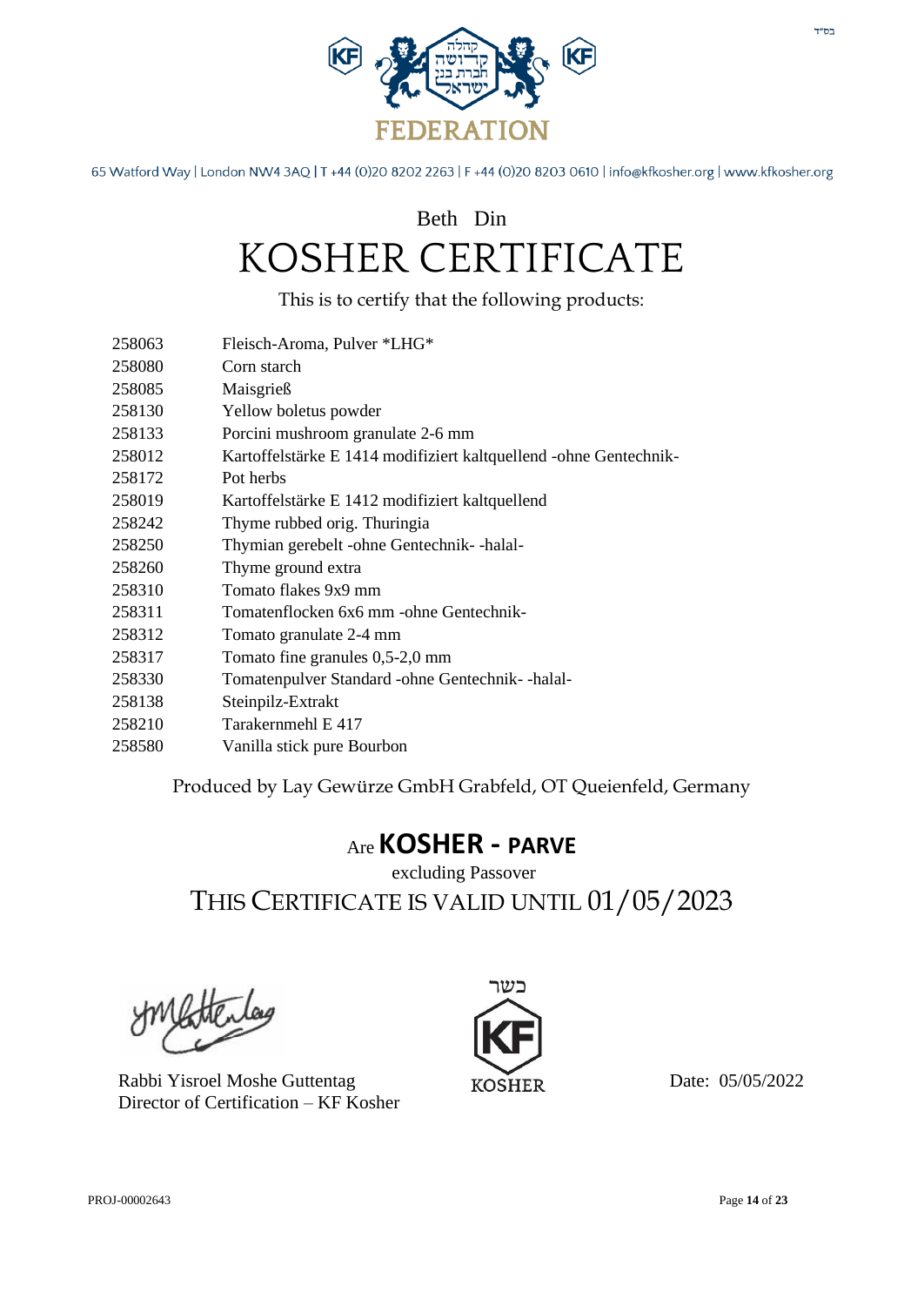בס"ד

קהלה קדושה חברת בני ישראל

FEDERATION

65 Watford Way | London NW4 3AQ | T +44 (0)20 8202 2263 | F +44 (0)20 8203 0610 | info@kfkosher.org | www.kfkosher.org

Beth Din

# KOSHER CERTIFICATE

This is to certify that the following products:

| | |
|---|---|
| 258063 | Fleisch-Aroma, Pulver *LHG* |
| 258080 | Corn starch |
| 258085 | Maisgrieß |
| 258130 | Yellow boletus powder |
| 258133 | Porcini mushroom granulate 2-6 mm |
| 258012 | Kartoffelstärke E 1414 modifiziert kaltquellend -ohne Gentechnik- |
| 258172 | Pot herbs |
| 258019 | Kartoffelstärke E 1412 modifiziert kaltquellend |
| 258242 | Thyme rubbed orig. Thuringia |
| 258250 | Thymian gerebelt -ohne Gentechnik- -halal- |
| 258260 | Thyme ground extra |
| 258310 | Tomato flakes 9x9 mm |
| 258311 | Tomatenflocken 6x6 mm -ohne Gentechnik- |
| 258312 | Tomato granulate 2-4 mm |
| 258317 | Tomato fine granules 0,5-2,0 mm |
| 258330 | Tomatenpulver Standard -ohne Gentechnik- -halal- |
| 258138 | Steinpilz-Extrakt |
| 258210 | Tarakernmehl E 417 |
| 258580 | Vanilla stick pure Bourbon |

Produced by Lay Gewürze GmbH Grabfeld, OT Queienfeld, Germany

Are **KOSHER - PARVE**

excluding Passover

THIS CERTIFICATE IS VALID UNTIL 01/05/2023

Rabbi Yisroel Moshe Guttentag
Director of Certification – KF Kosher

כשר
KF
KOSHER

Date: 05/05/2022

PROJ-00002643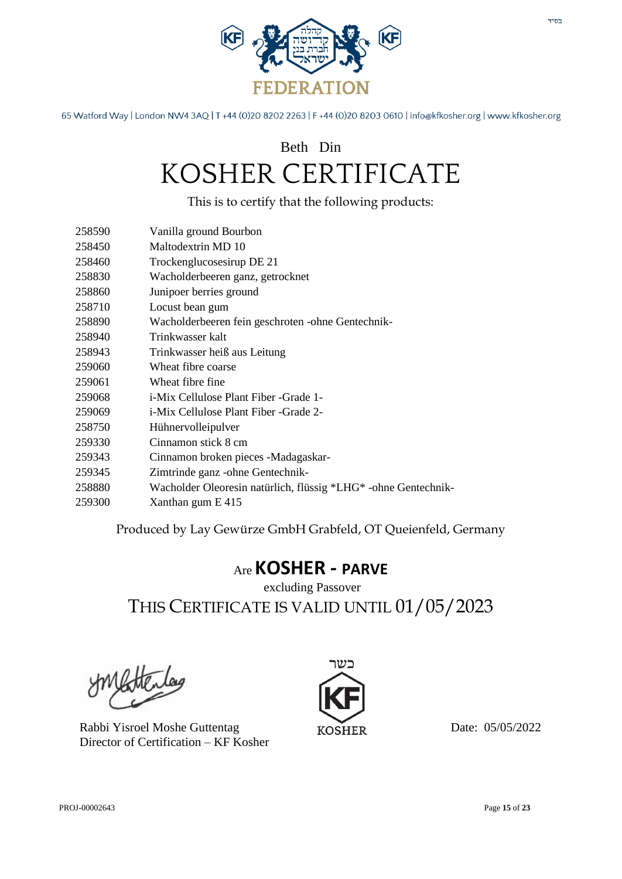בס"ד

קהלה קדושה חברת בנין ישראל

FEDERATION

65 Watford Way | London NW4 3AQ | T +44 (0)20 8202 2263 | F +44 (0)20 8203 0610 | info@kfkosher.org | www.kfkosher.org

## Beth Din

# KOSHER CERTIFICATE

This is to certify that the following products:

| | |
|---|---|
| 258590 | Vanilla ground Bourbon |
| 258450 | Maltodextrin MD 10 |
| 258460 | Trockenglucosesirup DE 21 |
| 258830 | Wacholderbeeren ganz, getrocknet |
| 258860 | Junipoer berries ground |
| 258710 | Locust bean gum |
| 258890 | Wacholderbeeren fein geschroten -ohne Gentechnik- |
| 258940 | Trinkwasser kalt |
| 258943 | Trinkwasser heiß aus Leitung |
| 259060 | Wheat fibre coarse |
| 259061 | Wheat fibre fine |
| 259068 | i-Mix Cellulose Plant Fiber -Grade 1- |
| 259069 | i-Mix Cellulose Plant Fiber -Grade 2- |
| 258750 | Hühnervolleipulver |
| 259330 | Cinnamon stick 8 cm |
| 259343 | Cinnamon broken pieces -Madagaskar- |
| 259345 | Zimtrinde ganz -ohne Gentechnik- |
| 258880 | Wacholder Oleoresin natürlich, flüssig *LHG* -ohne Gentechnik- |
| 259300 | Xanthan gum E 415 |

Produced by Lay Gewürze GmbH Grabfeld, OT Queienfeld, Germany

Are **KOSHER - PARVE**

excluding Passover

THIS CERTIFICATE IS VALID UNTIL 01/05/2023

Rabbi Yisroel Moshe Guttentag
Director of Certification – KF Kosher

כשר
KF
KOSHER

Date: 05/05/2022

PROJ-00002643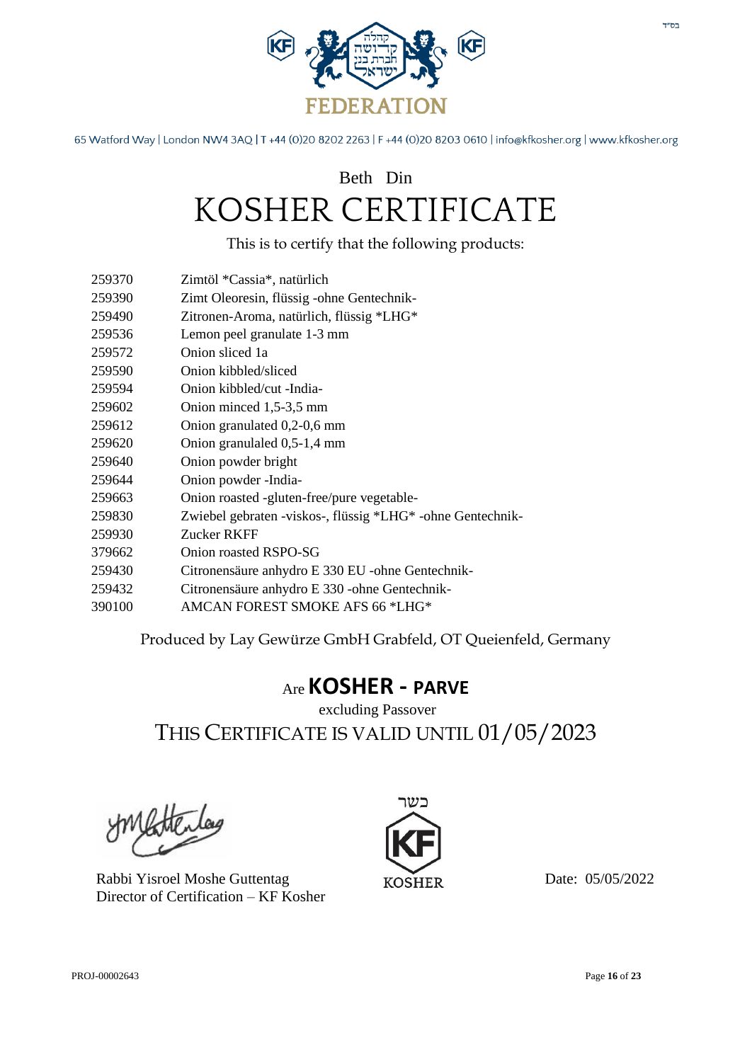בס"ד

קהלה קדושה חברת בנין ישראל

FEDERATION

65 Watford Way | London NW4 3AQ | T +44 (0)20 8202 2263 | F +44 (0)20 8203 0610 | info@kfkosher.org | www.kfkosher.org

Beth Din

# KOSHER CERTIFICATE

This is to certify that the following products:

| | |
|---|---|
| 259370 | Zimtöl *Cassia*, natürlich |
| 259390 | Zimt Oleoresin, flüssig -ohne Gentechnik- |
| 259490 | Zitronen-Aroma, natürlich, flüssig *LHG* |
| 259536 | Lemon peel granulate 1-3 mm |
| 259572 | Onion sliced 1a |
| 259590 | Onion kibbled/sliced |
| 259594 | Onion kibbled/cut -India- |
| 259602 | Onion minced 1,5-3,5 mm |
| 259612 | Onion granulated 0,2-0,6 mm |
| 259620 | Onion granulaled 0,5-1,4 mm |
| 259640 | Onion powder bright |
| 259644 | Onion powder -India- |
| 259663 | Onion roasted -gluten-free/pure vegetable- |
| 259830 | Zwiebel gebraten -viskos-, flüssig *LHG* -ohne Gentechnik- |
| 259930 | Zucker RKFF |
| 379662 | Onion roasted RSPO-SG |
| 259430 | Citronensäure anhydro E 330 EU -ohne Gentechnik- |
| 259432 | Citronensäure anhydro E 330 -ohne Gentechnik- |
| 390100 | AMCAN FOREST SMOKE AFS 66 *LHG* |

Produced by Lay Gewürze GmbH Grabfeld, OT Queienfeld, Germany

Are **KOSHER - PARVE**

excluding Passover

THIS CERTIFICATE IS VALID UNTIL 01/05/2023

Rabbi Yisroel Moshe Guttentag
Director of Certification – KF Kosher

כשר
KF
KOSHER

Date: 05/05/2022

PROJ-00002643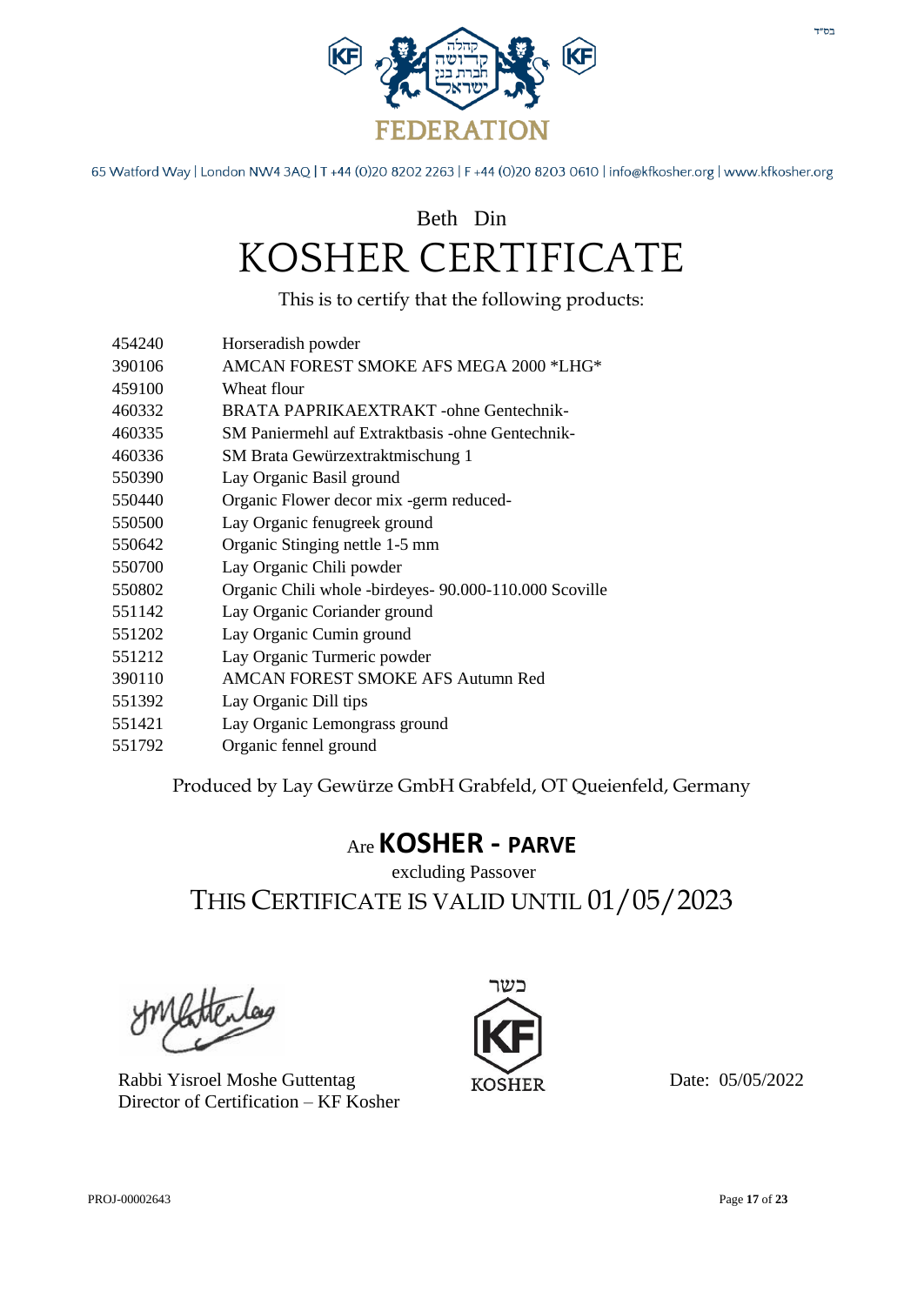בס"ד

FEDERATION

65 Watford Way | London NW4 3AQ | T +44 (0)20 8202 2263 | F +44 (0)20 8203 0610 | info@kfkosher.org | www.kfkosher.org

Beth Din

# KOSHER CERTIFICATE

This is to certify that the following products:

| | |
|---|---|
| 454240 | Horseradish powder |
| 390106 | AMCAN FOREST SMOKE AFS MEGA 2000 *LHG* |
| 459100 | Wheat flour |
| 460332 | BRATA PAPRIKAEXTRAKT -ohne Gentechnik- |
| 460335 | SM Paniermehl auf Extraktbasis -ohne Gentechnik- |
| 460336 | SM Brata Gewürzextraktmischung 1 |
| 550390 | Lay Organic Basil ground |
| 550440 | Organic Flower decor mix -germ reduced- |
| 550500 | Lay Organic fenugreek ground |
| 550642 | Organic Stinging nettle 1-5 mm |
| 550700 | Lay Organic Chili powder |
| 550802 | Organic Chili whole -birdeyes- 90.000-110.000 Scoville |
| 551142 | Lay Organic Coriander ground |
| 551202 | Lay Organic Cumin ground |
| 551212 | Lay Organic Turmeric powder |
| 390110 | AMCAN FOREST SMOKE AFS Autumn Red |
| 551392 | Lay Organic Dill tips |
| 551421 | Lay Organic Lemongrass ground |
| 551792 | Organic fennel ground |

Produced by Lay Gewürze GmbH Grabfeld, OT Queienfeld, Germany

Are **KOSHER - PARVE**

excluding Passover

THIS CERTIFICATE IS VALID UNTIL 01/05/2023

Rabbi Yisroel Moshe Guttentag
Director of Certification – KF Kosher

כשר
KF
KOSHER

Date: 05/05/2022

PROJ-00002643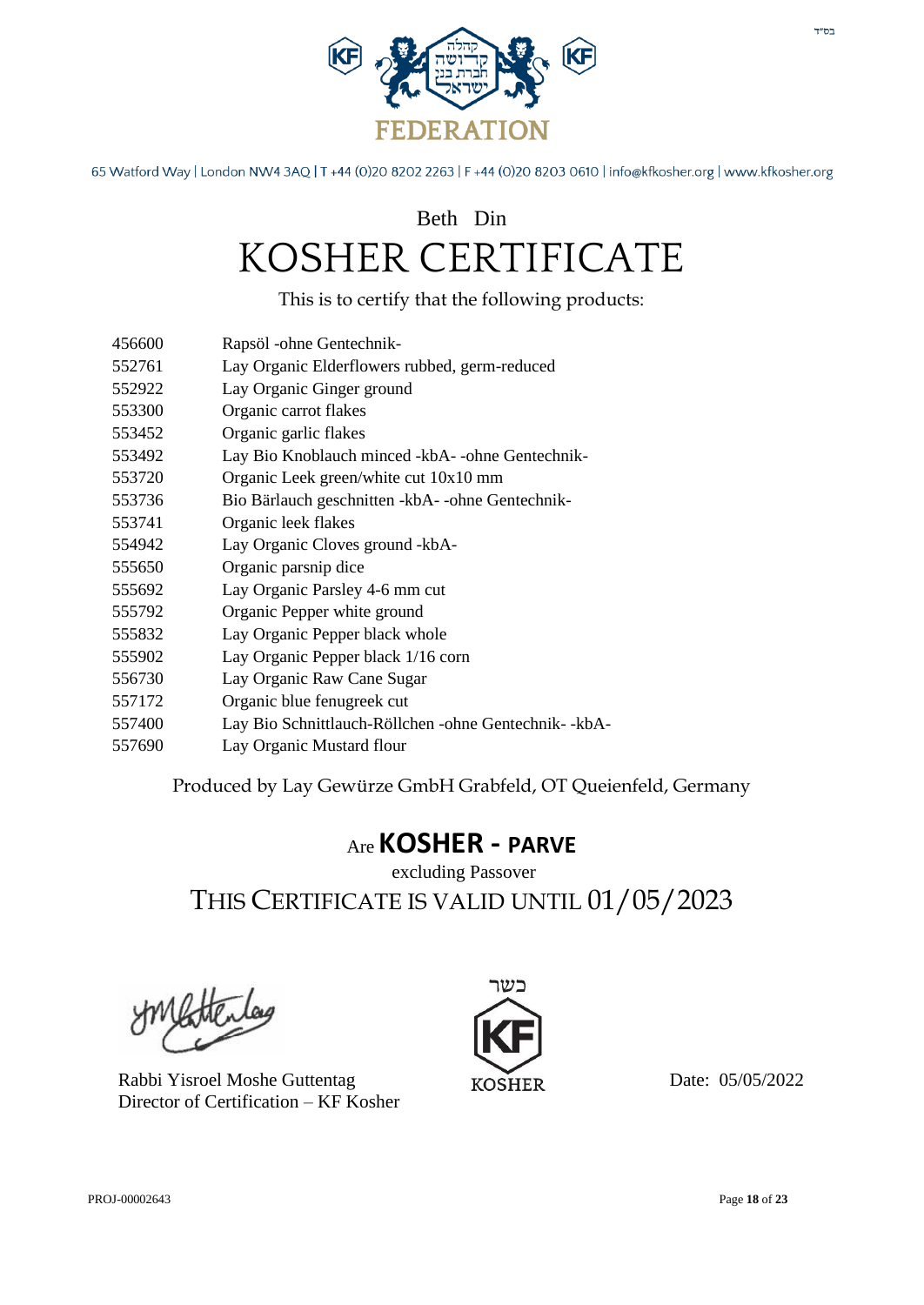בס"ד

FEDERATION

65 Watford Way | London NW4 3AQ | T +44 (0)20 8202 2263 | F +44 (0)20 8203 0610 | info@kfkosher.org | www.kfkosher.org

Beth Din

# KOSHER CERTIFICATE

This is to certify that the following products:

| | |
|---|---|
| 456600 | Rapsöl -ohne Gentechnik- |
| 552761 | Lay Organic Elderflowers rubbed, germ-reduced |
| 552922 | Lay Organic Ginger ground |
| 553300 | Organic carrot flakes |
| 553452 | Organic garlic flakes |
| 553492 | Lay Bio Knoblauch minced -kbA- -ohne Gentechnik- |
| 553720 | Organic Leek green/white cut 10x10 mm |
| 553736 | Bio Bärlauch geschnitten -kbA- -ohne Gentechnik- |
| 553741 | Organic leek flakes |
| 554942 | Lay Organic Cloves ground -kbA- |
| 555650 | Organic parsnip dice |
| 555692 | Lay Organic Parsley 4-6 mm cut |
| 555792 | Organic Pepper white ground |
| 555832 | Lay Organic Pepper black whole |
| 555902 | Lay Organic Pepper black 1/16 corn |
| 556730 | Lay Organic Raw Cane Sugar |
| 557172 | Organic blue fenugreek cut |
| 557400 | Lay Bio Schnittlauch-Röllchen -ohne Gentechnik- -kbA- |
| 557690 | Lay Organic Mustard flour |

Produced by Lay Gewürze GmbH Grabfeld, OT Queienfeld, Germany

Are **KOSHER - PARVE**

excluding Passover

THIS CERTIFICATE IS VALID UNTIL 01/05/2023

Rabbi Yisroel Moshe Guttentag
Director of Certification – KF Kosher

כשר KF KOSHER

Date: 05/05/2022

PROJ-00002643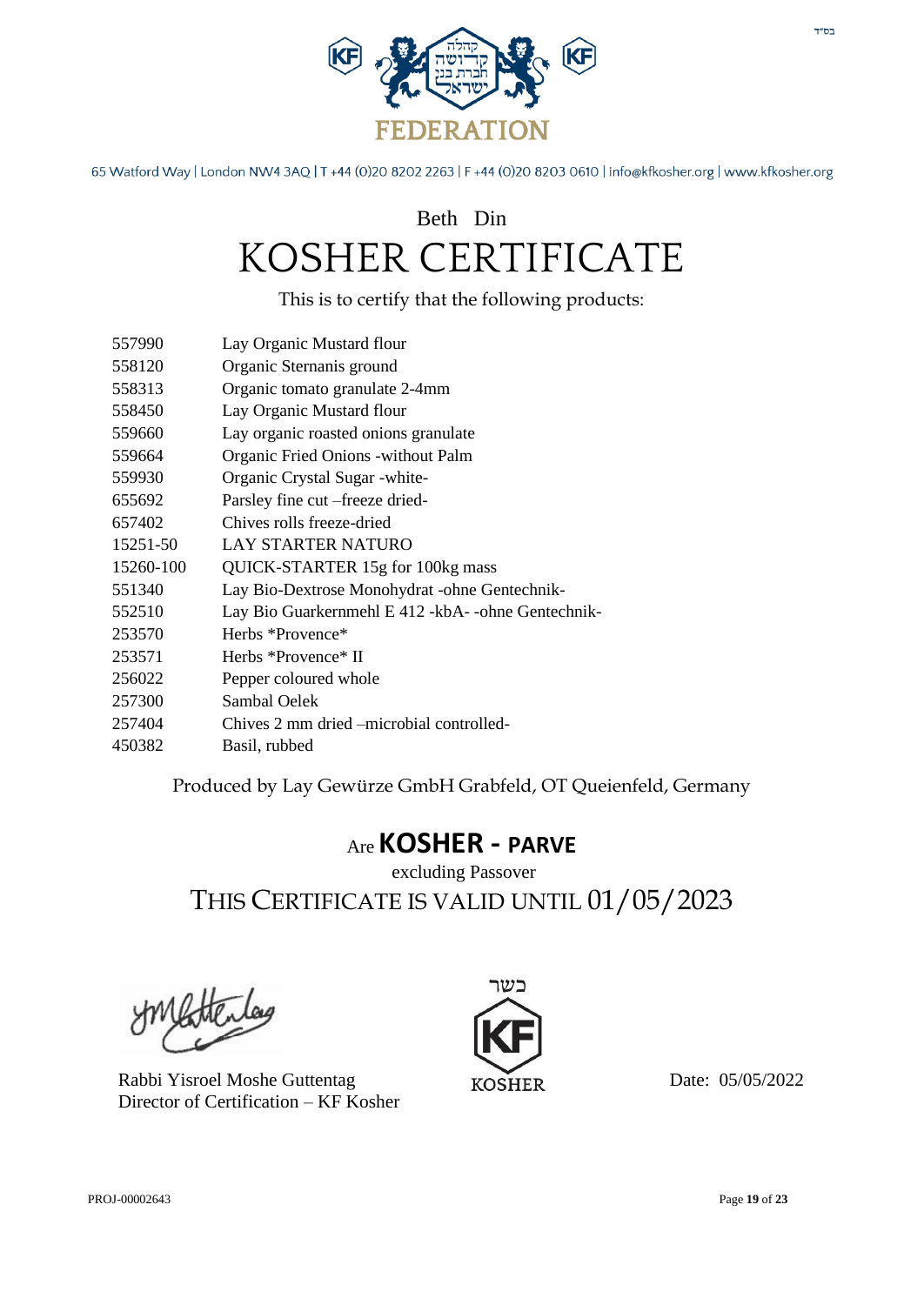בס"ד

FEDERATION

קהלה קדושה חברת בנין ישראל

65 Watford Way | London NW4 3AQ | T +44 (0)20 8202 2263 | F +44 (0)20 8203 0610 | info@kfkosher.org | www.kfkosher.org

Beth Din

# KOSHER CERTIFICATE

This is to certify that the following products:

| | |
|---|---|
| 557990 | Lay Organic Mustard flour |
| 558120 | Organic Sternanis ground |
| 558313 | Organic tomato granulate 2-4mm |
| 558450 | Lay Organic Mustard flour |
| 559660 | Lay organic roasted onions granulate |
| 559664 | Organic Fried Onions -without Palm |
| 559930 | Organic Crystal Sugar -white- |
| 655692 | Parsley fine cut –freeze dried- |
| 657402 | Chives rolls freeze-dried |
| 15251-50 | LAY STARTER NATURO |
| 15260-100 | QUICK-STARTER 15g for 100kg mass |
| 551340 | Lay Bio-Dextrose Monohydrat -ohne Gentechnik- |
| 552510 | Lay Bio Guarkernmehl E 412 -kbA- -ohne Gentechnik- |
| 253570 | Herbs *Provence* |
| 253571 | Herbs *Provence* II |
| 256022 | Pepper coloured whole |
| 257300 | Sambal Oelek |
| 257404 | Chives 2 mm dried –microbial controlled- |
| 450382 | Basil, rubbed |

Produced by Lay Gewürze GmbH Grabfeld, OT Queienfeld, Germany

Are **KOSHER - PARVE**

excluding Passover

THIS CERTIFICATE IS VALID UNTIL 01/05/2023

Rabbi Yisroel Moshe Guttentag
Director of Certification – KF Kosher

כשר
KF
KOSHER

Date: 05/05/2022

PROJ-00002643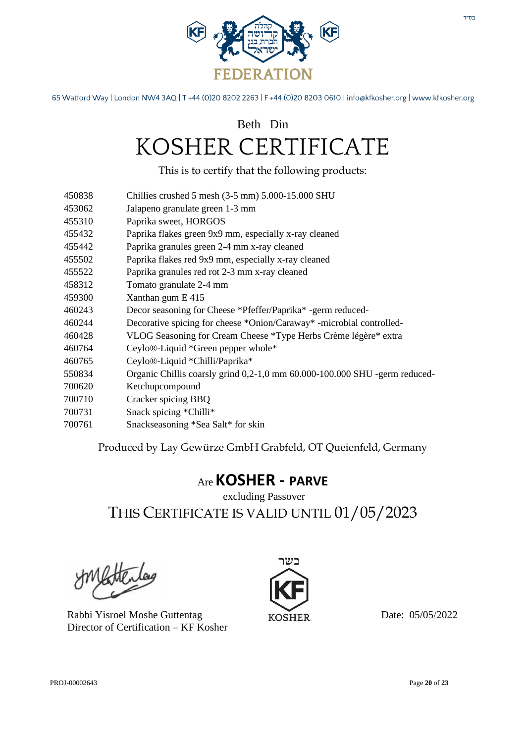בס"ד

FEDERATION

65 Watford Way | London NW4 3AQ | T +44 (0)20 8202 2263 | F +44 (0)20 8203 0610 | info@kfkosher.org | www.kfkosher.org

Beth Din

# KOSHER CERTIFICATE

This is to certify that the following products:

| | |
|---|---|
| 450838 | Chillies crushed 5 mesh (3-5 mm) 5.000-15.000 SHU |
| 453062 | Jalapeno granulate green 1-3 mm |
| 455310 | Paprika sweet, HORGOS |
| 455432 | Paprika flakes green 9x9 mm, especially x-ray cleaned |
| 455442 | Paprika granules green 2-4 mm x-ray cleaned |
| 455502 | Paprika flakes red 9x9 mm, especially x-ray cleaned |
| 455522 | Paprika granules red rot 2-3 mm x-ray cleaned |
| 458312 | Tomato granulate 2-4 mm |
| 459300 | Xanthan gum E 415 |
| 460243 | Decor seasoning for Cheese *Pfeffer/Paprika* -germ reduced- |
| 460244 | Decorative spicing for cheese *Onion/Caraway* -microbial controlled- |
| 460428 | VLOG Seasoning for Cream Cheese *Type Herbs Crème légère* extra |
| 460764 | Ceylo®-Liquid *Green pepper whole* |
| 460765 | Ceylo®-Liquid *Chilli/Paprika* |
| 550834 | Organic Chillis coarsly grind 0,2-1,0 mm 60.000-100.000 SHU -germ reduced- |
| 700620 | Ketchupcompound |
| 700710 | Cracker spicing BBQ |
| 700731 | Snack spicing *Chilli* |
| 700761 | Snackseasoning *Sea Salt* for skin |

Produced by Lay Gewürze GmbH Grabfeld, OT Queienfeld, Germany

Are **KOSHER - PARVE**

excluding Passover

THIS CERTIFICATE IS VALID UNTIL 01/05/2023

Rabbi Yisroel Moshe Guttentag
Director of Certification – KF Kosher

כשר
KF
KOSHER

Date: 05/05/2022

PROJ-00002643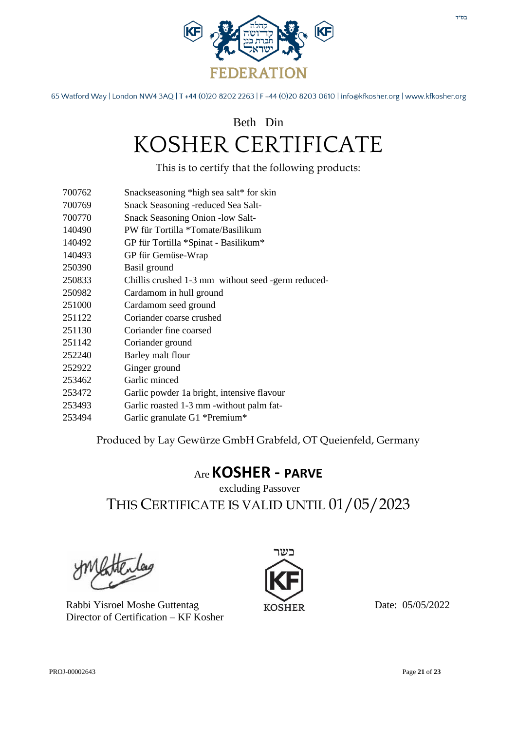בס"ד

FEDERATION

65 Watford Way | London NW4 3AQ | T +44 (0)20 8202 2263 | F +44 (0)20 8203 0610 | info@kfkosher.org | www.kfkosher.org

## Beth Din

# KOSHER CERTIFICATE

This is to certify that the following products:

| | |
|---|---|
| 700762 | Snackseasoning *high sea salt* for skin |
| 700769 | Snack Seasoning -reduced Sea Salt- |
| 700770 | Snack Seasoning Onion -low Salt- |
| 140490 | PW für Tortilla *Tomate/Basilikum |
| 140492 | GP für Tortilla *Spinat - Basilikum* |
| 140493 | GP für Gemüse-Wrap |
| 250390 | Basil ground |
| 250833 | Chillis crushed 1-3 mm without seed -germ reduced- |
| 250982 | Cardamom in hull ground |
| 251000 | Cardamom seed ground |
| 251122 | Coriander coarse crushed |
| 251130 | Coriander fine coarsed |
| 251142 | Coriander ground |
| 252240 | Barley malt flour |
| 252922 | Ginger ground |
| 253462 | Garlic minced |
| 253472 | Garlic powder 1a bright, intensive flavour |
| 253493 | Garlic roasted 1-3 mm -without palm fat- |
| 253494 | Garlic granulate G1 *Premium* |

Produced by Lay Gewürze GmbH Grabfeld, OT Queienfeld, Germany

Are **KOSHER - PARVE**

excluding Passover

THIS CERTIFICATE IS VALID UNTIL 01/05/2023

Rabbi Yisroel Moshe Guttentag
Director of Certification – KF Kosher

כשר
KF
KOSHER

Date: 05/05/2022

PROJ-00002643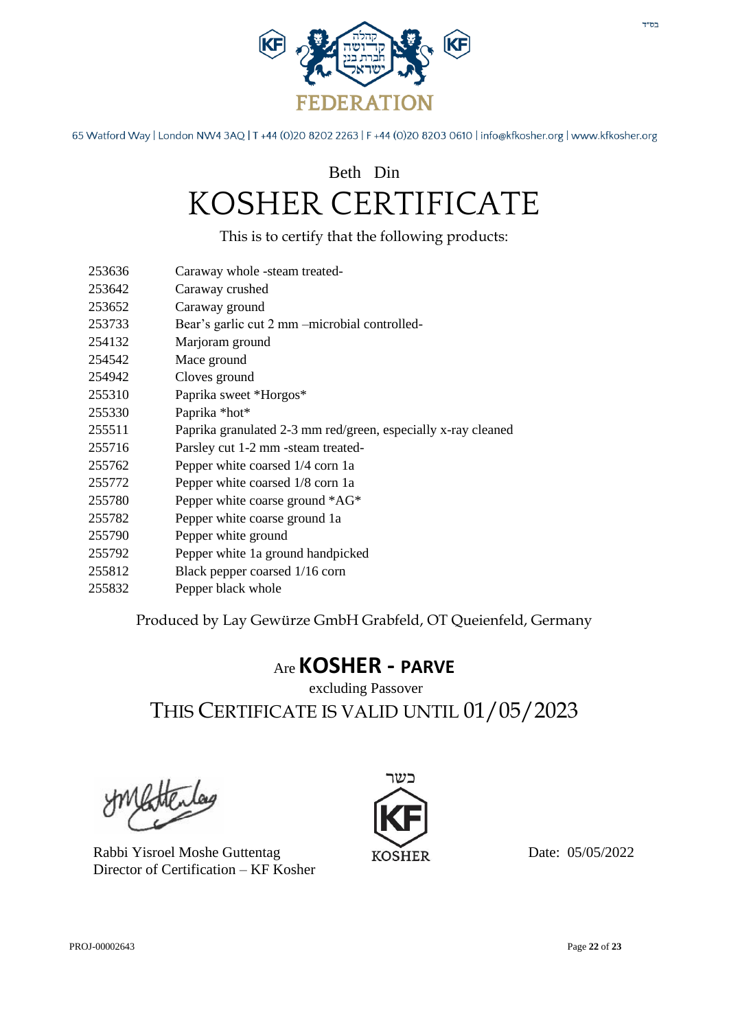בס"ד

קהלה קדושה חברת בנין ישראל

FEDERATION

65 Watford Way | London NW4 3AQ | T +44 (0)20 8202 2263 | F +44 (0)20 8203 0610 | info@kfkosher.org | www.kfkosher.org

Beth Din

# KOSHER CERTIFICATE

This is to certify that the following products:

| | |
|---|---|
| 253636 | Caraway whole -steam treated- |
| 253642 | Caraway crushed |
| 253652 | Caraway ground |
| 253733 | Bear's garlic cut 2 mm –microbial controlled- |
| 254132 | Marjoram ground |
| 254542 | Mace ground |
| 254942 | Cloves ground |
| 255310 | Paprika sweet *Horgos* |
| 255330 | Paprika *hot* |
| 255511 | Paprika granulated 2-3 mm red/green, especially x-ray cleaned |
| 255716 | Parsley cut 1-2 mm -steam treated- |
| 255762 | Pepper white coarsed 1/4 corn 1a |
| 255772 | Pepper white coarsed 1/8 corn 1a |
| 255780 | Pepper white coarse ground *AG* |
| 255782 | Pepper white coarse ground 1a |
| 255790 | Pepper white ground |
| 255792 | Pepper white 1a ground handpicked |
| 255812 | Black pepper coarsed 1/16 corn |
| 255832 | Pepper black whole |

Produced by Lay Gewürze GmbH Grabfeld, OT Queienfeld, Germany

Are **KOSHER - PARVE**

excluding Passover

THIS CERTIFICATE IS VALID UNTIL 01/05/2023

Rabbi Yisroel Moshe Guttentag
Director of Certification – KF Kosher

כשר
KF
KOSHER

Date: 05/05/2022

PROJ-00002643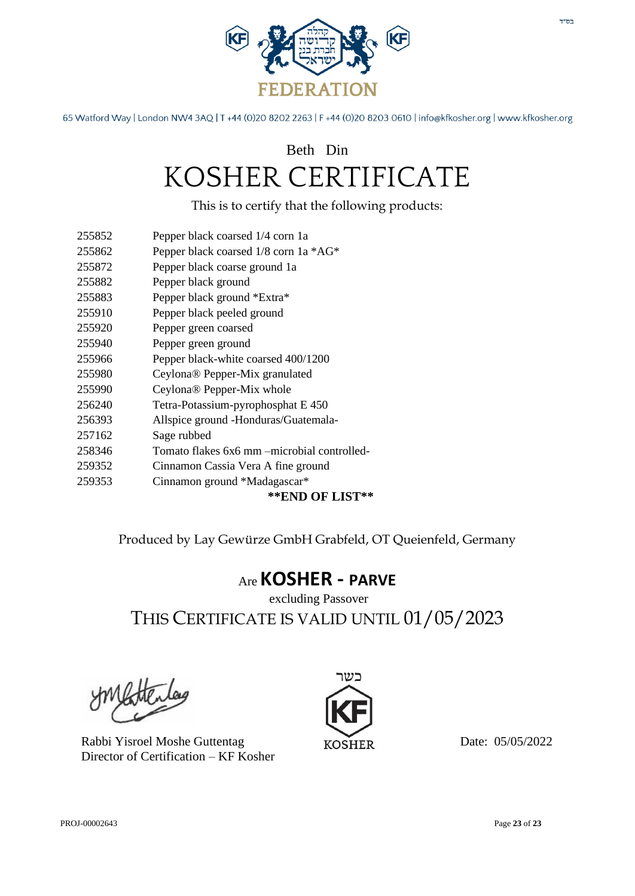בס"ד

קהלה קדושה חברת בנין ישראל

FEDERATION

65 Watford Way | London NW4 3AQ | T +44 (0)20 8202 2263 | F +44 (0)20 8203 0610 | info@kfkosher.org | www.kfkosher.org

Beth Din

# KOSHER CERTIFICATE

This is to certify that the following products:

| | |
|---|---|
| 255852 | Pepper black coarsed 1/4 corn 1a |
| 255862 | Pepper black coarsed 1/8 corn 1a *AG* |
| 255872 | Pepper black coarse ground 1a |
| 255882 | Pepper black ground |
| 255883 | Pepper black ground *Extra* |
| 255910 | Pepper black peeled ground |
| 255920 | Pepper green coarsed |
| 255940 | Pepper green ground |
| 255966 | Pepper black-white coarsed 400/1200 |
| 255980 | Ceylona® Pepper-Mix granulated |
| 255990 | Ceylona® Pepper-Mix whole |
| 256240 | Tetra-Potassium-pyrophosphat E 450 |
| 256393 | Allspice ground -Honduras/Guatemala- |
| 257162 | Sage rubbed |
| 258346 | Tomato flakes 6x6 mm –microbial controlled- |
| 259352 | Cinnamon Cassia Vera A fine ground |
| 259353 | Cinnamon ground *Madagascar* |

**END OF LIST**

Produced by Lay Gewürze GmbH Grabfeld, OT Queienfeld, Germany

Are **KOSHER - PARVE**

excluding Passover

THIS CERTIFICATE IS VALID UNTIL 01/05/2023

Rabbi Yisroel Moshe Guttentag
Director of Certification – KF Kosher

כשר
KF
KOSHER

Date: 05/05/2022

PROJ-00002643